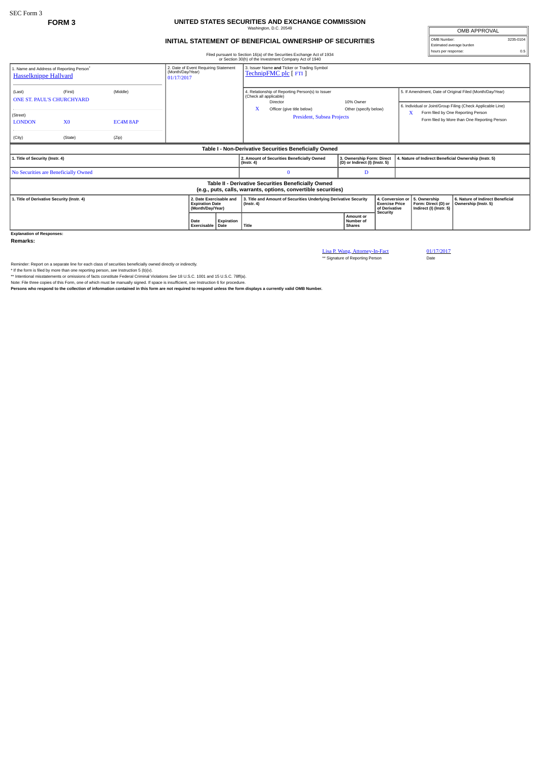SEC Form 3

**FORM 3**

# UNITED STATES SECURITIES AND EXCHANGE COMMISSION

Washington, D.C. 20549

## INITIAL STATEMENT OF BENEFICIAL OWNERSHIP OF SECURITIES

| OMB APPROVAL | |
|---|---|
| OMB Number: | 3235-0104 |
| Estimated average burden | |
| hours per response: | 0.5 |

Filed pursuant to Section 16(a) of the Securities Exchange Act of 1934 or Section 30(h) of the Investment Company Act of 1940

1. Name and Address of Reporting Person*
Hasselknippe Hallvard

(Last) (First) (Middle)
ONE ST. PAUL'S CHURCHYARD

(Street)
LONDON X0 EC4M 8AP

(City) (State) (Zip)

2. Date of Event Requiring Statement (Month/Day/Year)
01/17/2017

3. Issuer Name **and** Ticker or Trading Symbol
TechnipFMC plc [ FTI ]

4. Relationship of Reporting Person(s) to Issuer (Check all applicable)
Director
10% Owner
X Officer (give title below)
Other (specify below)
President, Subsea Projects

5. If Amendment, Date of Original Filed (Month/Day/Year)

6. Individual or Joint/Group Filing (Check Applicable Line)
X Form filed by One Reporting Person
Form filed by More than One Reporting Person

**Table I - Non-Derivative Securities Beneficially Owned**

| 1. Title of Security (Instr. 4) | 2. Amount of Securities Beneficially Owned (Instr. 4) | 3. Ownership Form: Direct (D) or Indirect (I) (Instr. 5) | 4. Nature of Indirect Beneficial Ownership (Instr. 5) |
|---|---|---|---|
| No Securities are Beneficially Owned | 0 | D | |

**Table II - Derivative Securities Beneficially Owned (e.g., puts, calls, warrants, options, convertible securities)**

| 1. Title of Derivative Security (Instr. 4) | 2. Date Exercisable and Expiration Date (Month/Day/Year) | | 3. Title and Amount of Securities Underlying Derivative Security (Instr. 4) | | 4. Conversion or Exercise Price of Derivative Security | 5. Ownership Form: Direct (D) or Indirect (I) (Instr. 5) | 6. Nature of Indirect Beneficial Ownership (Instr. 5) |
|---|---|---|---|---|---|---|---|
| | Date Exercisable | Expiration Date | Title | Amount or Number of Shares | | | |

**Explanation of Responses:**

**Remarks:**

Lisa P. Wang, Attorney-In-Fact 01/17/2017

** Signature of Reporting Person Date

Reminder: Report on a separate line for each class of securities beneficially owned directly or indirectly.

* If the form is filed by more than one reporting person, *see* Instruction 5 (b)(v).

** Intentional misstatements or omissions of facts constitute Federal Criminal Violations *See* 18 U.S.C. 1001 and 15 U.S.C. 78ff(a).

Note: File three copies of this Form, one of which must be manually signed. If space is insufficient, *see* Instruction 6 for procedure.

**Persons who respond to the collection of information contained in this form are not required to respond unless the form displays a currently valid OMB Number.**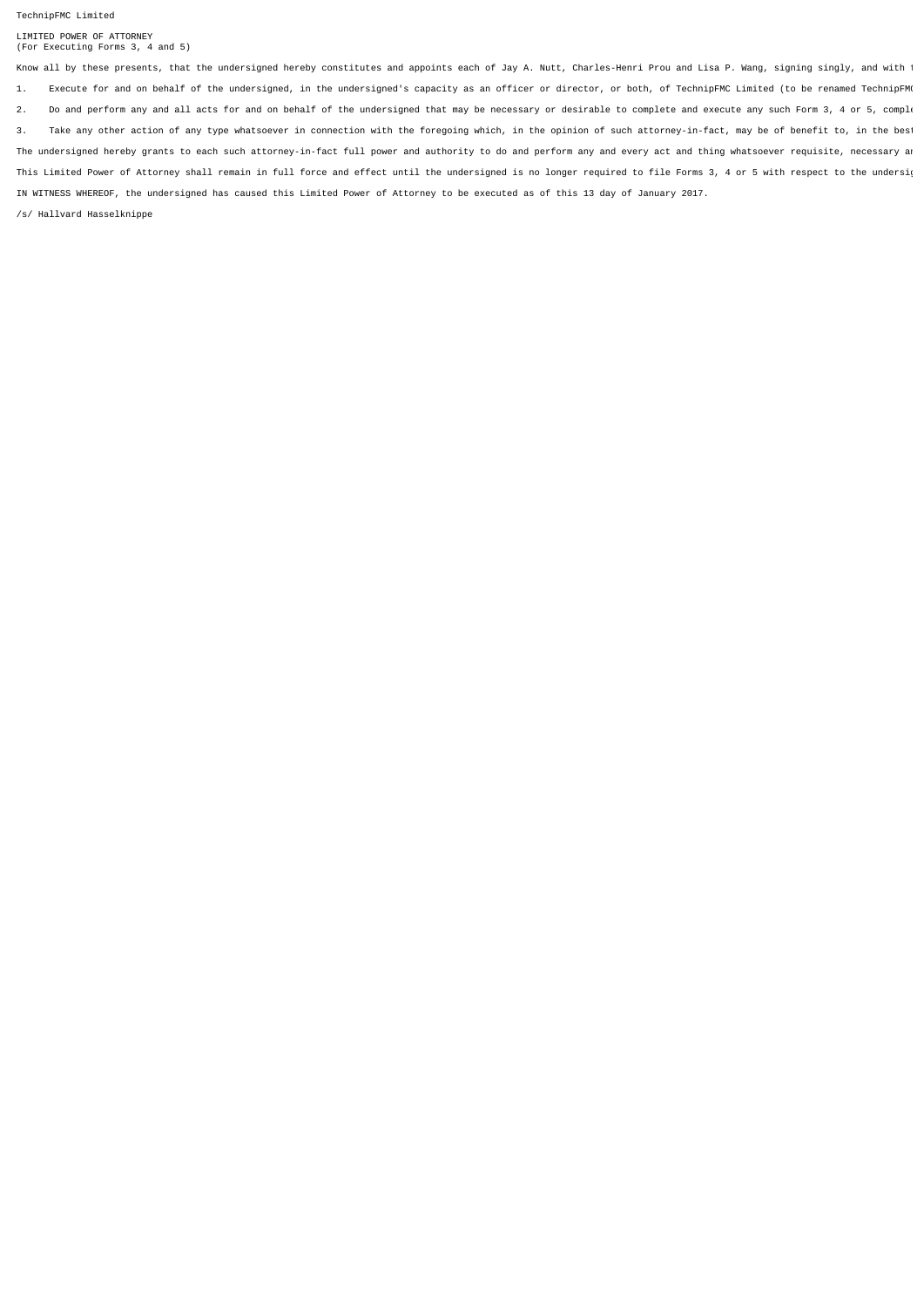TechnipFMC Limited

LIMITED POWER OF ATTORNEY
(For Executing Forms 3, 4 and 5)

Know all by these presents, that the undersigned hereby constitutes and appoints each of Jay A. Nutt, Charles-Henri Prou and Lisa P. Wang, signing singly, and with t

1. Execute for and on behalf of the undersigned, in the undersigned's capacity as an officer or director, or both, of TechnipFMC Limited (to be renamed TechnipFMC

2. Do and perform any and all acts for and on behalf of the undersigned that may be necessary or desirable to complete and execute any such Form 3, 4 or 5, comple

3. Take any other action of any type whatsoever in connection with the foregoing which, in the opinion of such attorney-in-fact, may be of benefit to, in the best

The undersigned hereby grants to each such attorney-in-fact full power and authority to do and perform any and every act and thing whatsoever requisite, necessary ar

This Limited Power of Attorney shall remain in full force and effect until the undersigned is no longer required to file Forms 3, 4 or 5 with respect to the undersig

IN WITNESS WHEREOF, the undersigned has caused this Limited Power of Attorney to be executed as of this 13 day of January 2017.

/s/ Hallvard Hasselknippe